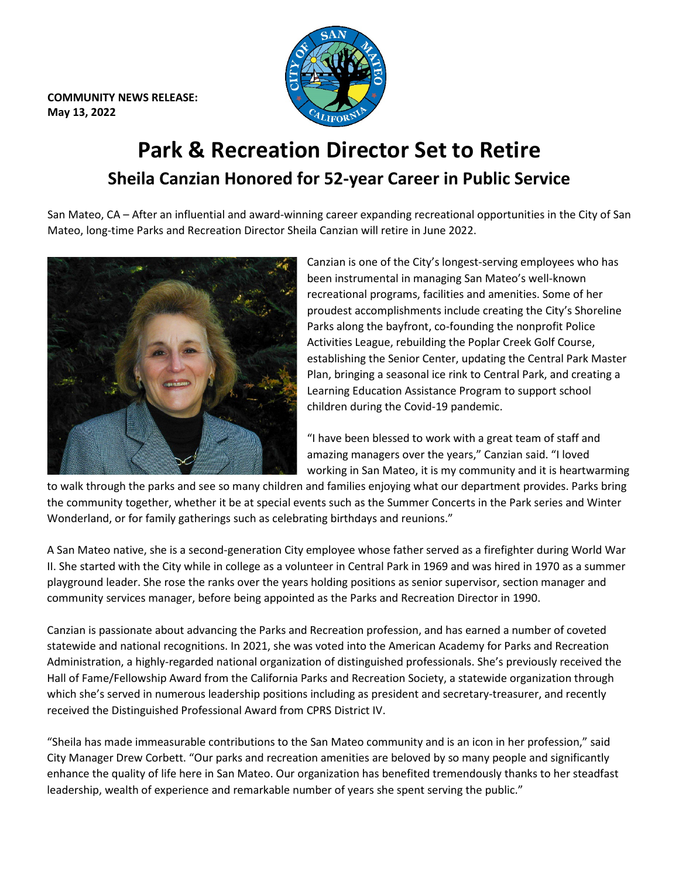**COMMUNITY NEWS RELEASE:**
**May 13, 2022**

# Park & Recreation Director Set to Retire

## Sheila Canzian Honored for 52-year Career in Public Service

San Mateo, CA – After an influential and award-winning career expanding recreational opportunities in the City of San Mateo, long-time Parks and Recreation Director Sheila Canzian will retire in June 2022.

Canzian is one of the City's longest-serving employees who has been instrumental in managing San Mateo's well-known recreational programs, facilities and amenities. Some of her proudest accomplishments include creating the City's Shoreline Parks along the bayfront, co-founding the nonprofit Police Activities League, rebuilding the Poplar Creek Golf Course, establishing the Senior Center, updating the Central Park Master Plan, bringing a seasonal ice rink to Central Park, and creating a Learning Education Assistance Program to support school children during the Covid-19 pandemic.

"I have been blessed to work with a great team of staff and amazing managers over the years," Canzian said. "I loved working in San Mateo, it is my community and it is heartwarming to walk through the parks and see so many children and families enjoying what our department provides. Parks bring the community together, whether it be at special events such as the Summer Concerts in the Park series and Winter Wonderland, or for family gatherings such as celebrating birthdays and reunions."

A San Mateo native, she is a second-generation City employee whose father served as a firefighter during World War II. She started with the City while in college as a volunteer in Central Park in 1969 and was hired in 1970 as a summer playground leader. She rose the ranks over the years holding positions as senior supervisor, section manager and community services manager, before being appointed as the Parks and Recreation Director in 1990.

Canzian is passionate about advancing the Parks and Recreation profession, and has earned a number of coveted statewide and national recognitions. In 2021, she was voted into the American Academy for Parks and Recreation Administration, a highly-regarded national organization of distinguished professionals. She's previously received the Hall of Fame/Fellowship Award from the California Parks and Recreation Society, a statewide organization through which she's served in numerous leadership positions including as president and secretary-treasurer, and recently received the Distinguished Professional Award from CPRS District IV.

"Sheila has made immeasurable contributions to the San Mateo community and is an icon in her profession," said City Manager Drew Corbett. "Our parks and recreation amenities are beloved by so many people and significantly enhance the quality of life here in San Mateo. Our organization has benefited tremendously thanks to her steadfast leadership, wealth of experience and remarkable number of years she spent serving the public."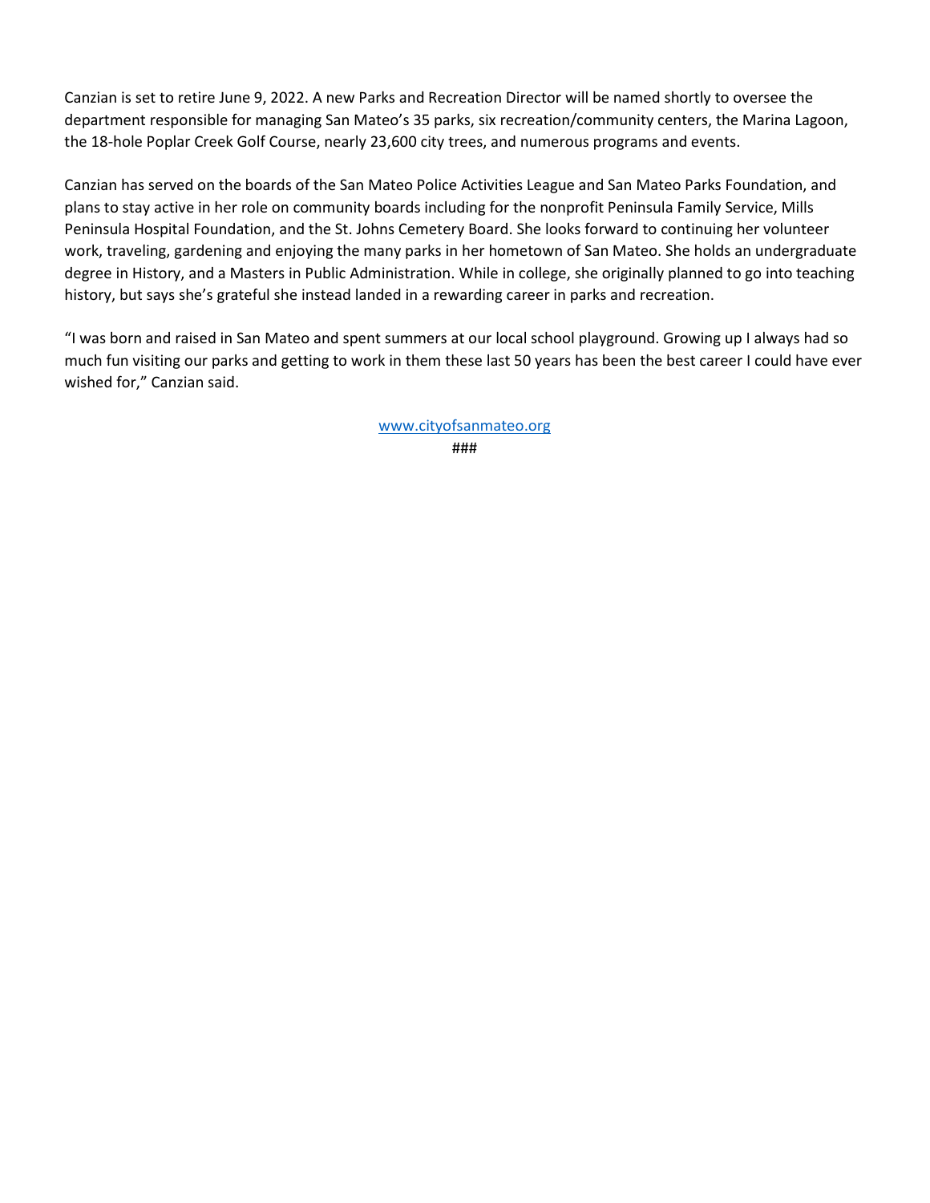Canzian is set to retire June 9, 2022. A new Parks and Recreation Director will be named shortly to oversee the department responsible for managing San Mateo's 35 parks, six recreation/community centers, the Marina Lagoon, the 18-hole Poplar Creek Golf Course, nearly 23,600 city trees, and numerous programs and events.

Canzian has served on the boards of the San Mateo Police Activities League and San Mateo Parks Foundation, and plans to stay active in her role on community boards including for the nonprofit Peninsula Family Service, Mills Peninsula Hospital Foundation, and the St. Johns Cemetery Board. She looks forward to continuing her volunteer work, traveling, gardening and enjoying the many parks in her hometown of San Mateo. She holds an undergraduate degree in History, and a Masters in Public Administration. While in college, she originally planned to go into teaching history, but says she's grateful she instead landed in a rewarding career in parks and recreation.

"I was born and raised in San Mateo and spent summers at our local school playground. Growing up I always had so much fun visiting our parks and getting to work in them these last 50 years has been the best career I could have ever wished for," Canzian said.

www.cityofsanmateo.org

###